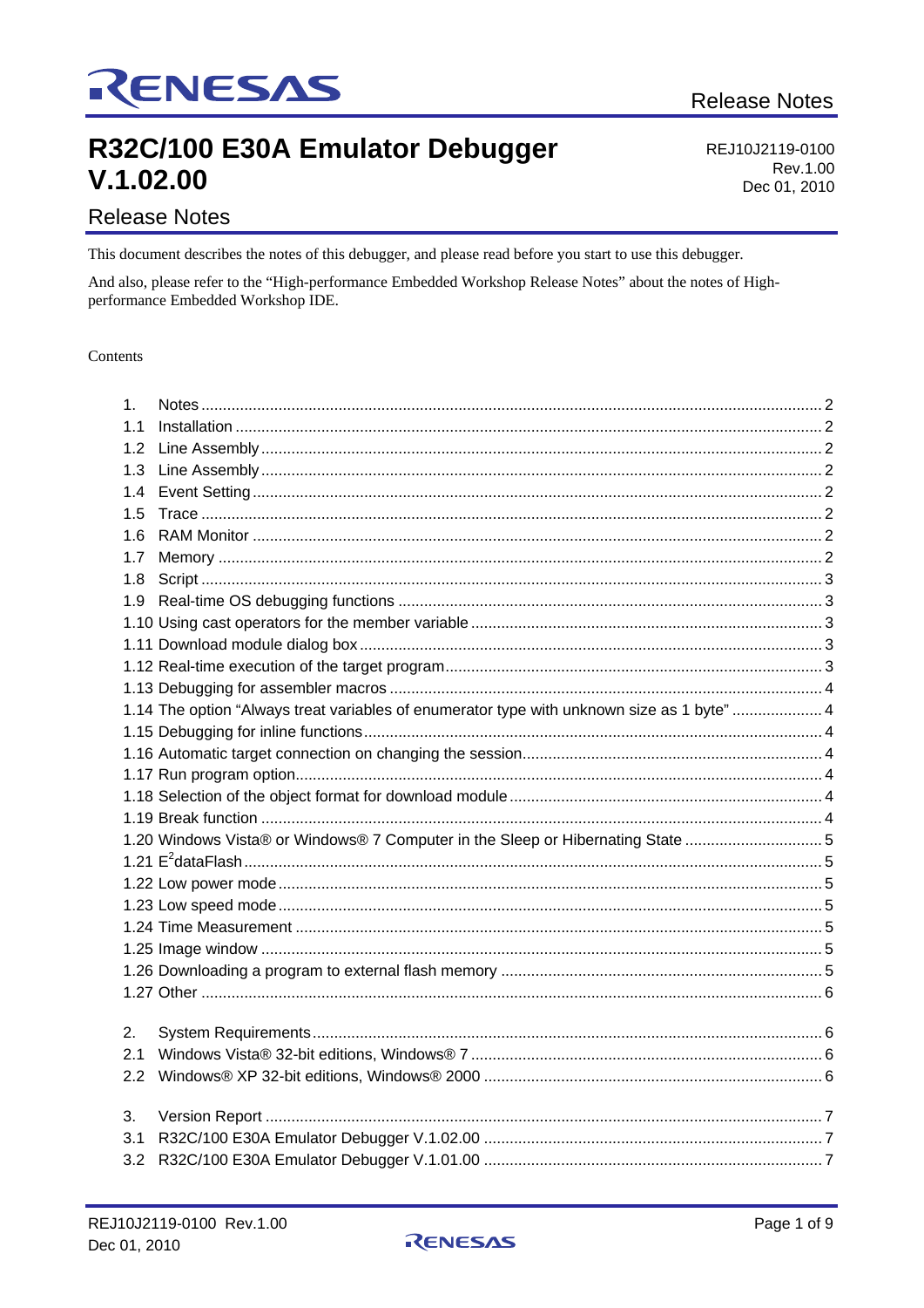Release Notes

# R32C/100 E30A Emulator Debugger V.1.02.00

REJ10J2119-0100
Rev.1.00
Dec 01, 2010

## Release Notes

This document describes the notes of this debugger, and please read before you start to use this debugger.

And also, please refer to the "High-performance Embedded Workshop Release Notes" about the notes of High-performance Embedded Workshop IDE.

Contents

1. Notes ........ 2
   - 1.1 Installation ........ 2
   - 1.2 Line Assembly ........ 2
   - 1.3 Line Assembly ........ 2
   - 1.4 Event Setting ........ 2
   - 1.5 Trace ........ 2
   - 1.6 RAM Monitor ........ 2
   - 1.7 Memory ........ 2
   - 1.8 Script ........ 3
   - 1.9 Real-time OS debugging functions ........ 3
   - 1.10 Using cast operators for the member variable ........ 3
   - 1.11 Download module dialog box ........ 3
   - 1.12 Real-time execution of the target program ........ 3
   - 1.13 Debugging for assembler macros ........ 4
   - 1.14 The option "Always treat variables of enumerator type with unknown size as 1 byte" ........ 4
   - 1.15 Debugging for inline functions ........ 4
   - 1.16 Automatic target connection on changing the session ........ 4
   - 1.17 Run program option ........ 4
   - 1.18 Selection of the object format for download module ........ 4
   - 1.19 Break function ........ 4
   - 1.20 Windows Vista® or Windows® 7 Computer in the Sleep or Hibernating State ........ 5
   - 1.21 $E^2$dataFlash ........ 5
   - 1.22 Low power mode ........ 5
   - 1.23 Low speed mode ........ 5
   - 1.24 Time Measurement ........ 5
   - 1.25 Image window ........ 5
   - 1.26 Downloading a program to external flash memory ........ 5
   - 1.27 Other ........ 6

2. System Requirements ........ 6
   - 2.1 Windows Vista® 32-bit editions, Windows® 7 ........ 6
   - 2.2 Windows® XP 32-bit editions, Windows® 2000 ........ 6

3. Version Report ........ 7
   - 3.1 R32C/100 E30A Emulator Debugger V.1.02.00 ........ 7
   - 3.2 R32C/100 E30A Emulator Debugger V.1.01.00 ........ 7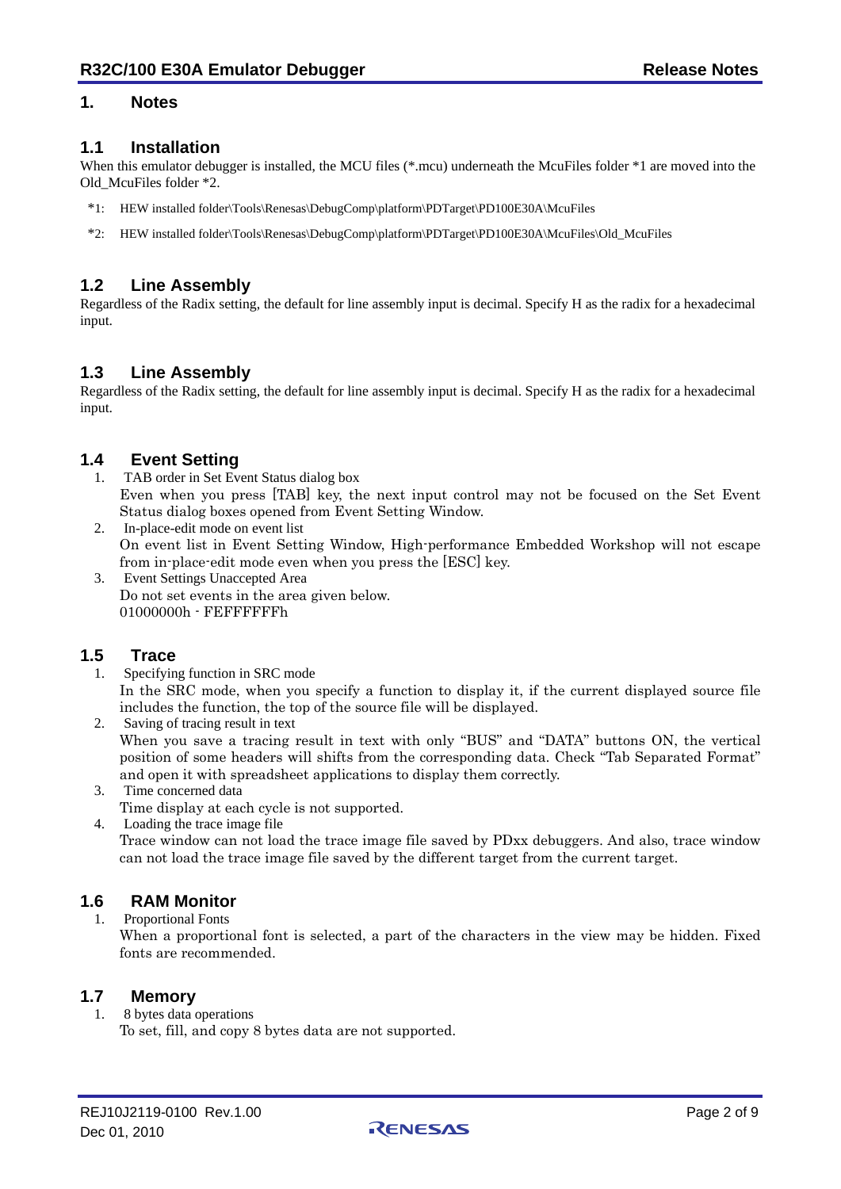# 1. Notes

## 1.1 Installation

When this emulator debugger is installed, the MCU files (*.mcu) underneath the McuFiles folder *1 are moved into the Old_McuFiles folder *2.

*1: HEW installed folder\Tools\Renesas\DebugComp\platform\PDTarget\PD100E30A\McuFiles

*2: HEW installed folder\Tools\Renesas\DebugComp\platform\PDTarget\PD100E30A\McuFiles\Old_McuFiles

## 1.2 Line Assembly

Regardless of the Radix setting, the default for line assembly input is decimal. Specify H as the radix for a hexadecimal input.

## 1.3 Line Assembly

Regardless of the Radix setting, the default for line assembly input is decimal. Specify H as the radix for a hexadecimal input.

## 1.4 Event Setting

1. TAB order in Set Event Status dialog box
   Even when you press [TAB] key, the next input control may not be focused on the Set Event Status dialog boxes opened from Event Setting Window.
2. In-place-edit mode on event list
   On event list in Event Setting Window, High-performance Embedded Workshop will not escape from in-place-edit mode even when you press the [ESC] key.
3. Event Settings Unaccepted Area
   Do not set events in the area given below.
   01000000h - FEFFFFFFh

## 1.5 Trace

1. Specifying function in SRC mode
   In the SRC mode, when you specify a function to display it, if the current displayed source file includes the function, the top of the source file will be displayed.
2. Saving of tracing result in text
   When you save a tracing result in text with only "BUS" and "DATA" buttons ON, the vertical position of some headers will shifts from the corresponding data. Check "Tab Separated Format" and open it with spreadsheet applications to display them correctly.
3. Time concerned data
   Time display at each cycle is not supported.
4. Loading the trace image file
   Trace window can not load the trace image file saved by PDxx debuggers. And also, trace window can not load the trace image file saved by the different target from the current target.

## 1.6 RAM Monitor

1. Proportional Fonts
   When a proportional font is selected, a part of the characters in the view may be hidden. Fixed fonts are recommended.

## 1.7 Memory

1. 8 bytes data operations
   To set, fill, and copy 8 bytes data are not supported.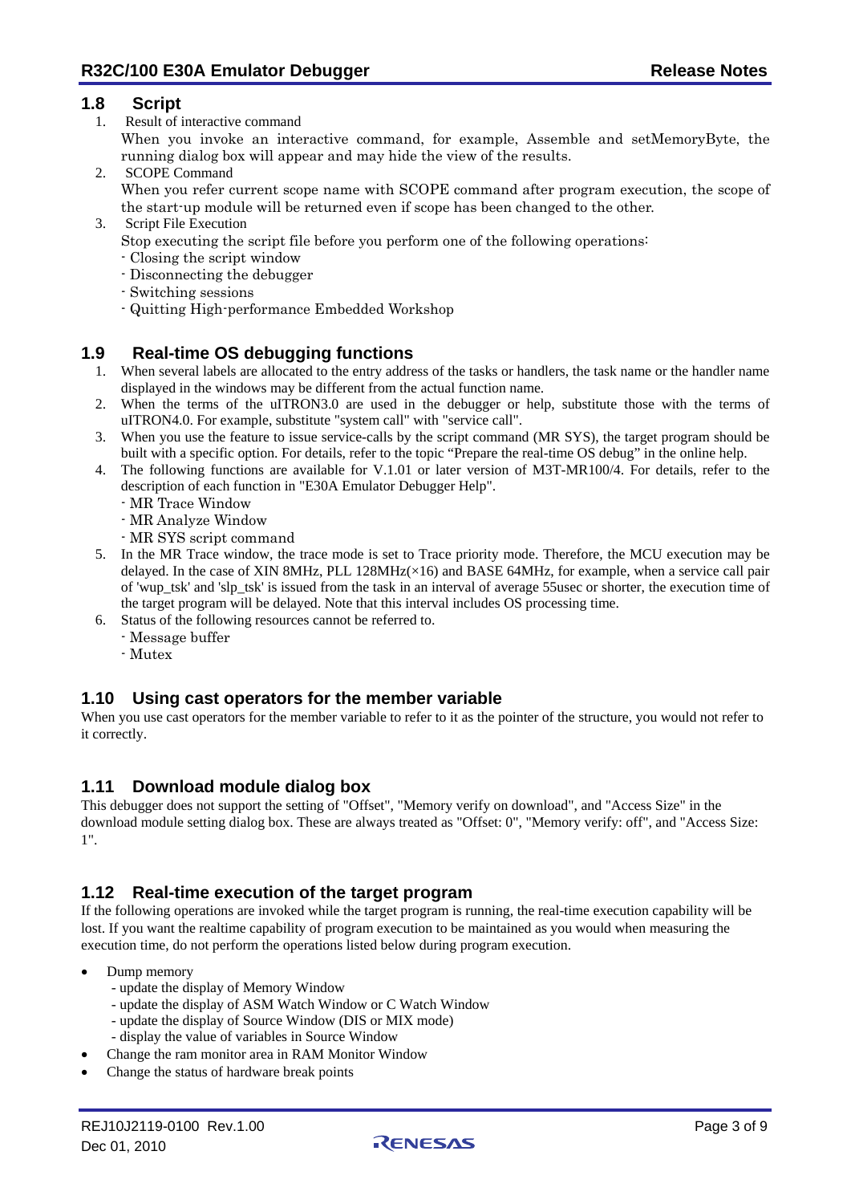## 1.8 Script

1. Result of interactive command
   When you invoke an interactive command, for example, Assemble and setMemoryByte, the running dialog box will appear and may hide the view of the results.
2. SCOPE Command
   When you refer current scope name with SCOPE command after program execution, the scope of the start-up module will be returned even if scope has been changed to the other.
3. Script File Execution
   Stop executing the script file before you perform one of the following operations:
   - Closing the script window
   - Disconnecting the debugger
   - Switching sessions
   - Quitting High-performance Embedded Workshop

## 1.9 Real-time OS debugging functions

1. When several labels are allocated to the entry address of the tasks or handlers, the task name or the handler name displayed in the windows may be different from the actual function name.
2. When the terms of the uITRON3.0 are used in the debugger or help, substitute those with the terms of uITRON4.0. For example, substitute "system call" with "service call".
3. When you use the feature to issue service-calls by the script command (MR SYS), the target program should be built with a specific option. For details, refer to the topic "Prepare the real-time OS debug" in the online help.
4. The following functions are available for V.1.01 or later version of M3T-MR100/4. For details, refer to the description of each function in "E30A Emulator Debugger Help".
   - MR Trace Window
   - MR Analyze Window
   - MR SYS script command
5. In the MR Trace window, the trace mode is set to Trace priority mode. Therefore, the MCU execution may be delayed. In the case of XIN 8MHz, PLL 128MHz(×16) and BASE 64MHz, for example, when a service call pair of 'wup_tsk' and 'slp_tsk' is issued from the task in an interval of average 55usec or shorter, the execution time of the target program will be delayed. Note that this interval includes OS processing time.
6. Status of the following resources cannot be referred to.
   - Message buffer
   - Mutex

## 1.10 Using cast operators for the member variable

When you use cast operators for the member variable to refer to it as the pointer of the structure, you would not refer to it correctly.

## 1.11 Download module dialog box

This debugger does not support the setting of "Offset", "Memory verify on download", and "Access Size" in the download module setting dialog box. These are always treated as "Offset: 0", "Memory verify: off", and "Access Size: 1".

## 1.12 Real-time execution of the target program

If the following operations are invoked while the target program is running, the real-time execution capability will be lost. If you want the realtime capability of program execution to be maintained as you would when measuring the execution time, do not perform the operations listed below during program execution.

- Dump memory
  - update the display of Memory Window
  - update the display of ASM Watch Window or C Watch Window
  - update the display of Source Window (DIS or MIX mode)
  - display the value of variables in Source Window
- Change the ram monitor area in RAM Monitor Window
- Change the status of hardware break points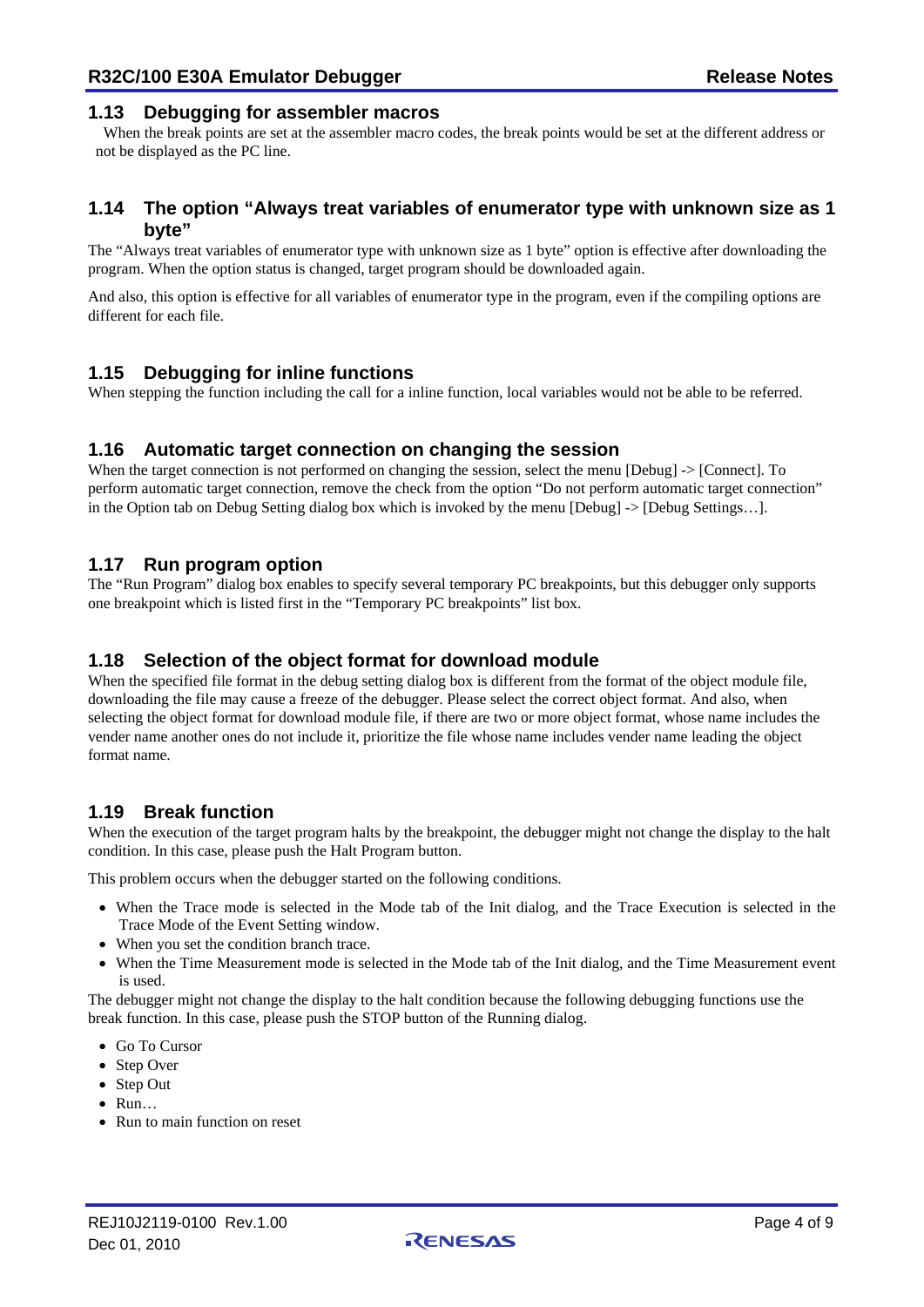## 1.13 Debugging for assembler macros

When the break points are set at the assembler macro codes, the break points would be set at the different address or not be displayed as the PC line.

## 1.14 The option "Always treat variables of enumerator type with unknown size as 1 byte"

The "Always treat variables of enumerator type with unknown size as 1 byte" option is effective after downloading the program. When the option status is changed, target program should be downloaded again.

And also, this option is effective for all variables of enumerator type in the program, even if the compiling options are different for each file.

## 1.15 Debugging for inline functions

When stepping the function including the call for a inline function, local variables would not be able to be referred.

## 1.16 Automatic target connection on changing the session

When the target connection is not performed on changing the session, select the menu [Debug] -> [Connect]. To perform automatic target connection, remove the check from the option "Do not perform automatic target connection" in the Option tab on Debug Setting dialog box which is invoked by the menu [Debug] -> [Debug Settings…].

## 1.17 Run program option

The "Run Program" dialog box enables to specify several temporary PC breakpoints, but this debugger only supports one breakpoint which is listed first in the "Temporary PC breakpoints" list box.

## 1.18 Selection of the object format for download module

When the specified file format in the debug setting dialog box is different from the format of the object module file, downloading the file may cause a freeze of the debugger. Please select the correct object format. And also, when selecting the object format for download module file, if there are two or more object format, whose name includes the vender name another ones do not include it, prioritize the file whose name includes vender name leading the object format name.

## 1.19 Break function

When the execution of the target program halts by the breakpoint, the debugger might not change the display to the halt condition. In this case, please push the Halt Program button.

This problem occurs when the debugger started on the following conditions.

- When the Trace mode is selected in the Mode tab of the Init dialog, and the Trace Execution is selected in the Trace Mode of the Event Setting window.
- When you set the condition branch trace.
- When the Time Measurement mode is selected in the Mode tab of the Init dialog, and the Time Measurement event is used.

The debugger might not change the display to the halt condition because the following debugging functions use the break function. In this case, please push the STOP button of the Running dialog.

- Go To Cursor
- Step Over
- Step Out
- Run…
- Run to main function on reset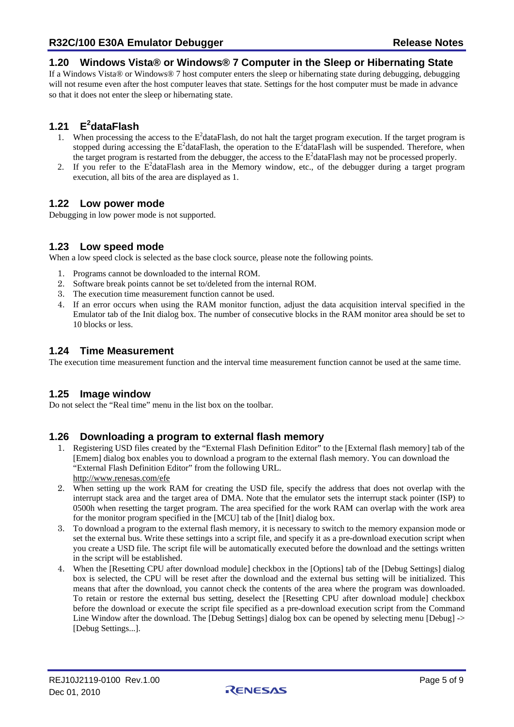## 1.20 Windows Vista® or Windows® 7 Computer in the Sleep or Hibernating State

If a Windows Vista® or Windows® 7 host computer enters the sleep or hibernating state during debugging, debugging will not resume even after the host computer leaves that state. Settings for the host computer must be made in advance so that it does not enter the sleep or hibernating state.

## 1.21 E$^2$dataFlash

1. When processing the access to the E$^2$dataFlash, do not halt the target program execution. If the target program is stopped during accessing the E$^2$dataFlash, the operation to the E$^2$dataFlash will be suspended. Therefore, when the target program is restarted from the debugger, the access to the E$^2$dataFlash may not be processed properly.
2. If you refer to the E$^2$dataFlash area in the Memory window, etc., of the debugger during a target program execution, all bits of the area are displayed as 1.

## 1.22 Low power mode

Debugging in low power mode is not supported.

## 1.23 Low speed mode

When a low speed clock is selected as the base clock source, please note the following points.

1. Programs cannot be downloaded to the internal ROM.
2. Software break points cannot be set to/deleted from the internal ROM.
3. The execution time measurement function cannot be used.
4. If an error occurs when using the RAM monitor function, adjust the data acquisition interval specified in the Emulator tab of the Init dialog box. The number of consecutive blocks in the RAM monitor area should be set to 10 blocks or less.

## 1.24 Time Measurement

The execution time measurement function and the interval time measurement function cannot be used at the same time.

## 1.25 Image window

Do not select the “Real time” menu in the list box on the toolbar.

## 1.26 Downloading a program to external flash memory

1. Registering USD files created by the “External Flash Definition Editor” to the [External flash memory] tab of the [Emem] dialog box enables you to download a program to the external flash memory. You can download the “External Flash Definition Editor” from the following URL.
   http://www.renesas.com/efe
2. When setting up the work RAM for creating the USD file, specify the address that does not overlap with the interrupt stack area and the target area of DMA. Note that the emulator sets the interrupt stack pointer (ISP) to 0500h when resetting the target program. The area specified for the work RAM can overlap with the work area for the monitor program specified in the [MCU] tab of the [Init] dialog box.
3. To download a program to the external flash memory, it is necessary to switch to the memory expansion mode or set the external bus. Write these settings into a script file, and specify it as a pre-download execution script when you create a USD file. The script file will be automatically executed before the download and the settings written in the script will be established.
4. When the [Resetting CPU after download module] checkbox in the [Options] tab of the [Debug Settings] dialog box is selected, the CPU will be reset after the download and the external bus setting will be initialized. This means that after the download, you cannot check the contents of the area where the program was downloaded. To retain or restore the external bus setting, deselect the [Resetting CPU after download module] checkbox before the download or execute the script file specified as a pre-download execution script from the Command Line Window after the download. The [Debug Settings] dialog box can be opened by selecting menu [Debug] -> [Debug Settings...].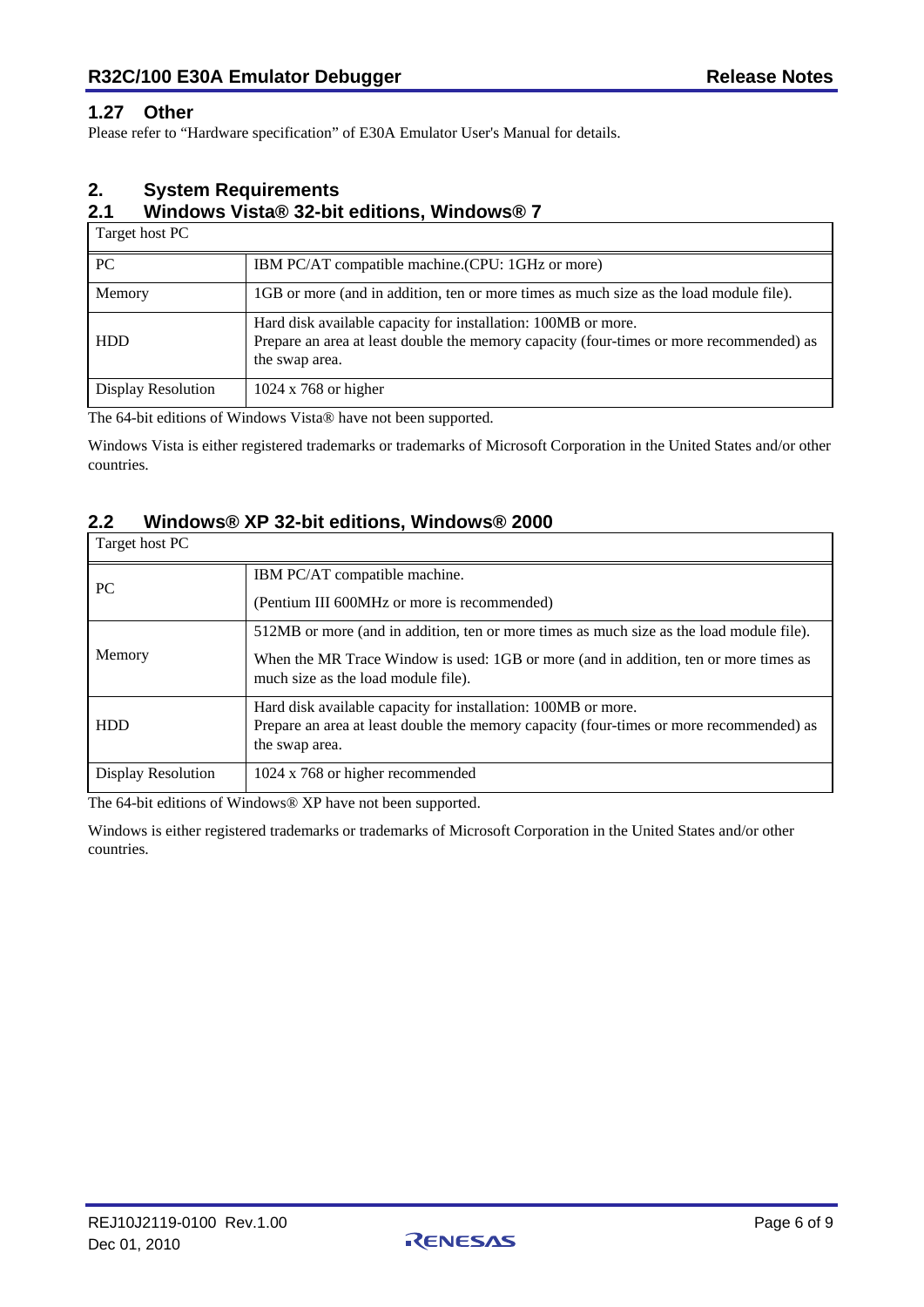## 1.27 Other

Please refer to “Hardware specification” of E30A Emulator User's Manual for details.

# 2. System Requirements

## 2.1 Windows Vista® 32-bit editions, Windows® 7

| Target host PC | |
|---|---|
| PC | IBM PC/AT compatible machine.(CPU: 1GHz or more) |
| Memory | 1GB or more (and in addition, ten or more times as much size as the load module file). |
| HDD | Hard disk available capacity for installation: 100MB or more.<br>Prepare an area at least double the memory capacity (four-times or more recommended) as the swap area. |
| Display Resolution | 1024 x 768 or higher |

The 64-bit editions of Windows Vista® have not been supported.

Windows Vista is either registered trademarks or trademarks of Microsoft Corporation in the United States and/or other countries.

## 2.2 Windows® XP 32-bit editions, Windows® 2000

| Target host PC | |
|---|---|
| PC | IBM PC/AT compatible machine.<br>(Pentium III 600MHz or more is recommended) |
| Memory | 512MB or more (and in addition, ten or more times as much size as the load module file).<br>When the MR Trace Window is used: 1GB or more (and in addition, ten or more times as much size as the load module file). |
| HDD | Hard disk available capacity for installation: 100MB or more.<br>Prepare an area at least double the memory capacity (four-times or more recommended) as the swap area. |
| Display Resolution | 1024 x 768 or higher recommended |

The 64-bit editions of Windows® XP have not been supported.

Windows is either registered trademarks or trademarks of Microsoft Corporation in the United States and/or other countries.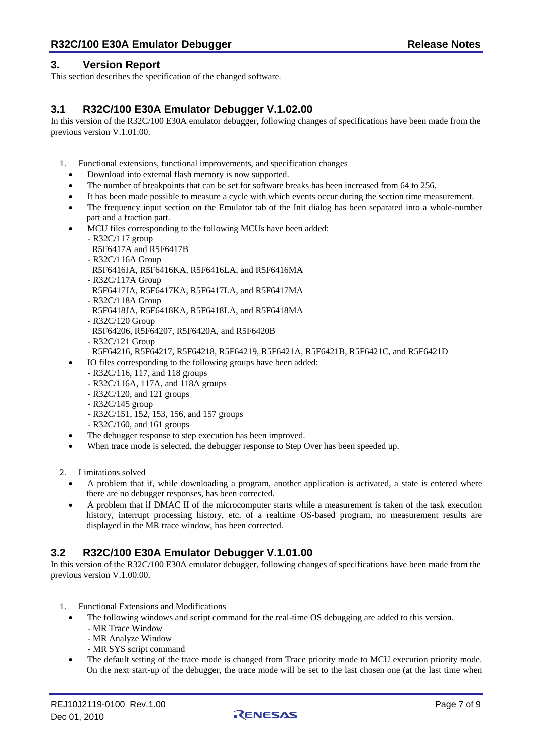## 3. Version Report

This section describes the specification of the changed software.

### 3.1 R32C/100 E30A Emulator Debugger V.1.02.00

In this version of the R32C/100 E30A emulator debugger, following changes of specifications have been made from the previous version V.1.01.00.

1. Functional extensions, functional improvements, and specification changes
   - Download into external flash memory is now supported.
   - The number of breakpoints that can be set for software breaks has been increased from 64 to 256.
   - It has been made possible to measure a cycle with which events occur during the section time measurement.
   - The frequency input section on the Emulator tab of the Init dialog has been separated into a whole-number part and a fraction part.
   - MCU files corresponding to the following MCUs have been added:
     - R32C/117 group
       R5F6417A and R5F6417B
     - R32C/116A Group
       R5F6416JA, R5F6416KA, R5F6416LA, and R5F6416MA
     - R32C/117A Group
       R5F6417JA, R5F6417KA, R5F6417LA, and R5F6417MA
     - R32C/118A Group
       R5F6418JA, R5F6418KA, R5F6418LA, and R5F6418MA
     - R32C/120 Group
       R5F64206, R5F64207, R5F6420A, and R5F6420B
     - R32C/121 Group
       R5F64216, R5F64217, R5F64218, R5F64219, R5F6421A, R5F6421B, R5F6421C, and R5F6421D
   - IO files corresponding to the following groups have been added:
     - R32C/116, 117, and 118 groups
     - R32C/116A, 117A, and 118A groups
     - R32C/120, and 121 groups
     - R32C/145 group
     - R32C/151, 152, 153, 156, and 157 groups
     - R32C/160, and 161 groups
   - The debugger response to step execution has been improved.
   - When trace mode is selected, the debugger response to Step Over has been speeded up.

2. Limitations solved
   - A problem that if, while downloading a program, another application is activated, a state is entered where there are no debugger responses, has been corrected.
   - A problem that if DMAC II of the microcomputer starts while a measurement is taken of the task execution history, interrupt processing history, etc. of a realtime OS-based program, no measurement results are displayed in the MR trace window, has been corrected.

### 3.2 R32C/100 E30A Emulator Debugger V.1.01.00

In this version of the R32C/100 E30A emulator debugger, following changes of specifications have been made from the previous version V.1.00.00.

1. Functional Extensions and Modifications
   - The following windows and script command for the real-time OS debugging are added to this version.
     - MR Trace Window
     - MR Analyze Window
     - MR SYS script command
   - The default setting of the trace mode is changed from Trace priority mode to MCU execution priority mode. On the next start-up of the debugger, the trace mode will be set to the last chosen one (at the last time when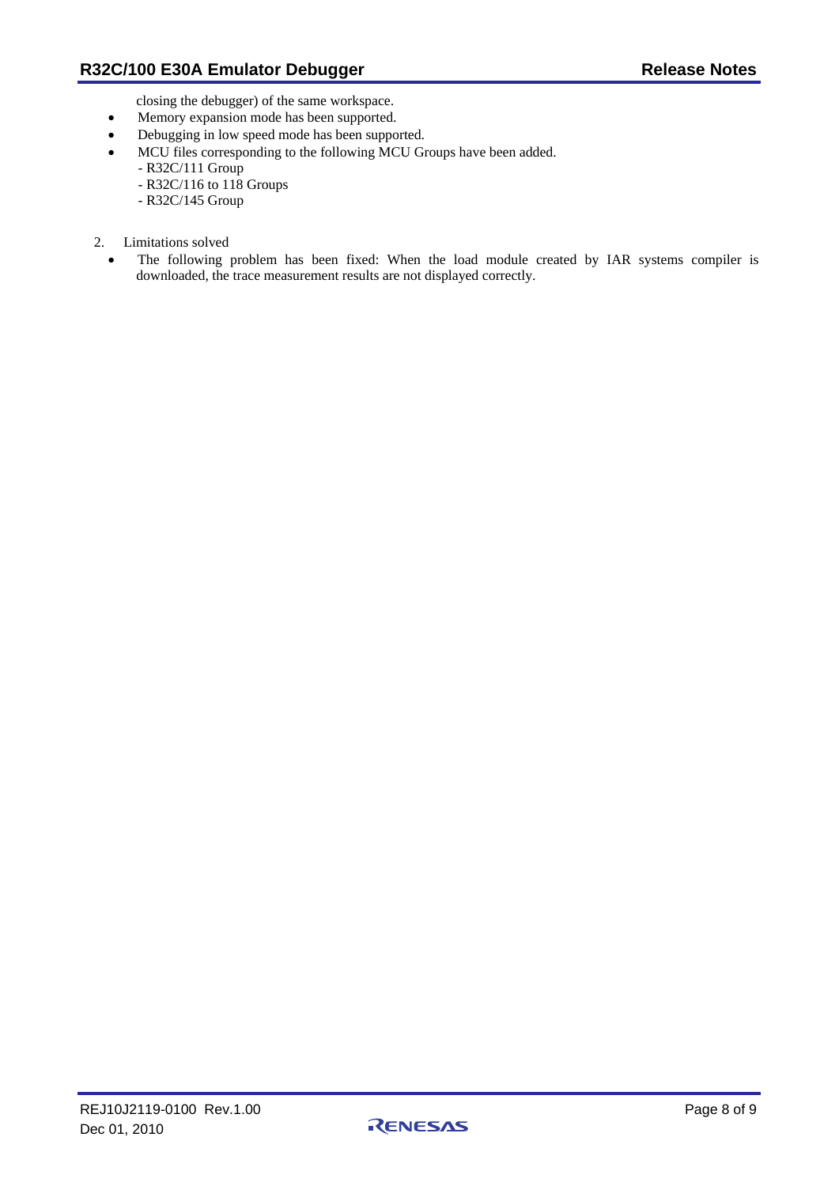closing the debugger) of the same workspace.

- Memory expansion mode has been supported.
- Debugging in low speed mode has been supported.
- MCU files corresponding to the following MCU Groups have been added.
  - R32C/111 Group
  - R32C/116 to 118 Groups
  - R32C/145 Group

2. Limitations solved

- The following problem has been fixed: When the load module created by IAR systems compiler is downloaded, the trace measurement results are not displayed correctly.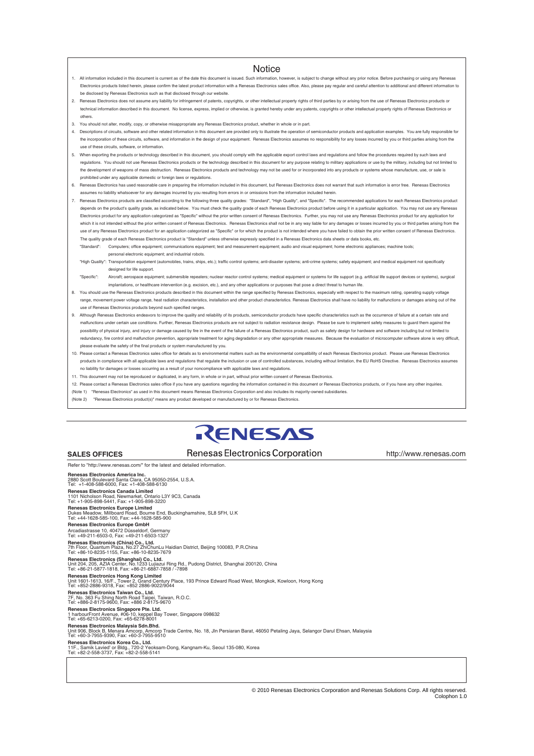# Notice

1. All information included in this document is current as of the date this document is issued. Such information, however, is subject to change without any prior notice. Before purchasing or using any Renesas Electronics products listed herein, please confirm the latest product information with a Renesas Electronics sales office. Also, please pay regular and careful attention to additional and different information to be disclosed by Renesas Electronics such as that disclosed through our website.
2. Renesas Electronics does not assume any liability for infringement of patents, copyrights, or other intellectual property rights of third parties by or arising from the use of Renesas Electronics products or technical information described in this document. No license, express, implied or otherwise, is granted hereby under any patents, copyrights or other intellectual property rights of Renesas Electronics or others.
3. You should not alter, modify, copy, or otherwise misappropriate any Renesas Electronics product, whether in whole or in part.
4. Descriptions of circuits, software and other related information in this document are provided only to illustrate the operation of semiconductor products and application examples. You are fully responsible for the incorporation of these circuits, software, and information in the design of your equipment. Renesas Electronics assumes no responsibility for any losses incurred by you or third parties arising from the use of these circuits, software, or information.
5. When exporting the products or technology described in this document, you should comply with the applicable export control laws and regulations and follow the procedures required by such laws and regulations. You should not use Renesas Electronics products or the technology described in this document for any purpose relating to military applications or use by the military, including but not limited to the development of weapons of mass destruction. Renesas Electronics products and technology may not be used for or incorporated into any products or systems whose manufacture, use, or sale is prohibited under any applicable domestic or foreign laws or regulations.
6. Renesas Electronics has used reasonable care in preparing the information included in this document, but Renesas Electronics does not warrant that such information is error free. Renesas Electronics assumes no liability whatsoever for any damages incurred by you resulting from errors in or omissions from the information included herein.
7. Renesas Electronics products are classified according to the following three quality grades: "Standard", "High Quality", and "Specific". The recommended applications for each Renesas Electronics product depends on the product's quality grade, as indicated below. You must check the quality grade of each Renesas Electronics product before using it in a particular application. You may not use any Renesas Electronics product for any application categorized as "Specific" without the prior written consent of Renesas Electronics. Further, you may not use any Renesas Electronics product for any application for which it is not intended without the prior written consent of Renesas Electronics. Renesas Electronics shall not be in any way liable for any damages or losses incurred by you or third parties arising from the use of any Renesas Electronics product for an application categorized as "Specific" or for which the product is not intended where you have failed to obtain the prior written consent of Renesas Electronics. The quality grade of each Renesas Electronics product is "Standard" unless otherwise expressly specified in a Renesas Electronics data sheets or data books, etc.
   - "Standard": Computers; office equipment; communications equipment; test and measurement equipment; audio and visual equipment; home electronic appliances; machine tools; personal electronic equipment; and industrial robots.
   - "High Quality": Transportation equipment (automobiles, trains, ships, etc.); traffic control systems; anti-disaster systems; anti-crime systems; safety equipment; and medical equipment not specifically designed for life support.
   - "Specific": Aircraft; aerospace equipment; submersible repeaters; nuclear reactor control systems; medical equipment or systems for life support (e.g. artificial life support devices or systems), surgical implantations, or healthcare intervention (e.g. excision, etc.), and any other applications or purposes that pose a direct threat to human life.
8. You should use the Renesas Electronics products described in this document within the range specified by Renesas Electronics, especially with respect to the maximum rating, operating supply voltage range, movement power voltage range, heat radiation characteristics, installation and other product characteristics. Renesas Electronics shall have no liability for malfunctions or damages arising out of the use of Renesas Electronics products beyond such specified ranges.
9. Although Renesas Electronics endeavors to improve the quality and reliability of its products, semiconductor products have specific characteristics such as the occurrence of failure at a certain rate and malfunctions under certain use conditions. Further, Renesas Electronics products are not subject to radiation resistance design. Please be sure to implement safety measures to guard them against the possibility of physical injury, and injury or damage caused by fire in the event of the failure of a Renesas Electronics product, such as safety design for hardware and software including but not limited to redundancy, fire control and malfunction prevention, appropriate treatment for aging degradation or any other appropriate measures. Because the evaluation of microcomputer software alone is very difficult, please evaluate the safety of the final products or system manufactured by you.
10. Please contact a Renesas Electronics sales office for details as to environmental matters such as the environmental compatibility of each Renesas Electronics product. Please use Renesas Electronics products in compliance with all applicable laws and regulations that regulate the inclusion or use of controlled substances, including without limitation, the EU RoHS Directive. Renesas Electronics assumes no liability for damages or losses occurring as a result of your noncompliance with applicable laws and regulations.
11. This document may not be reproduced or duplicated, in any form, in whole or in part, without prior written consent of Renesas Electronics.
12. Please contact a Renesas Electronics sales office if you have any questions regarding the information contained in this document or Renesas Electronics products, or if you have any other inquiries.

(Note 1) "Renesas Electronics" as used in this document means Renesas Electronics Corporation and also includes its majority-owned subsidiaries.

(Note 2) "Renesas Electronics product(s)" means any product developed or manufactured by or for Renesas Electronics.

RENESAS

**SALES OFFICES** Renesas Electronics Corporation http://www.renesas.com

Refer to "http://www.renesas.com/" for the latest and detailed information.

**Renesas Electronics America Inc.**
2880 Scott Boulevard Santa Clara, CA 95050-2554, U.S.A.
Tel: +1-408-588-6000, Fax: +1-408-588-6130

**Renesas Electronics Canada Limited**
1101 Nicholson Road, Newmarket, Ontario L3Y 9C3, Canada
Tel: +1-905-898-5441, Fax: +1-905-898-3220

**Renesas Electronics Europe Limited**
Dukes Meadow, Millboard Road, Bourne End, Buckinghamshire, SL8 5FH, U.K
Tel: +44-1628-585-100, Fax: +44-1628-585-900

**Renesas Electronics Europe GmbH**
Arcadiastrasse 10, 40472 Düsseldorf, Germany
Tel: +49-211-6503-0, Fax: +49-211-6503-1327

**Renesas Electronics (China) Co., Ltd.**
7th Floor, Quantum Plaza, No.27 ZhiChunLu Haidian District, Beijing 100083, P.R.China
Tel: +86-10-8235-1155, Fax: +86-10-8235-7679

**Renesas Electronics (Shanghai) Co., Ltd.**
Unit 204, 205, AZIA Center, No.1233 Lujiazui Ring Rd., Pudong District, Shanghai 200120, China
Tel: +86-21-5877-1818, Fax: +86-21-6887-7858 / -7898

**Renesas Electronics Hong Kong Limited**
Unit 1601-1613, 16/F., Tower 2, Grand Century Place, 193 Prince Edward Road West, Mongkok, Kowloon, Hong Kong
Tel: +852-2886-9318, Fax: +852 2886-9022/9044

**Renesas Electronics Taiwan Co., Ltd.**
7F, No. 363 Fu Shing North Road Taipei, Taiwan, R.O.C.
Tel: +886-2-8175-9600, Fax: +886 2-8175-9670

**Renesas Electronics Singapore Pte. Ltd.**
1 harbourFront Avenue, #06-10, keppel Bay Tower, Singapore 098632
Tel: +65-6213-0200, Fax: +65-6278-8001

**Renesas Electronics Malaysia Sdn.Bhd.**
Unit 906, Block B, Menara Amcorp, Amcorp Trade Centre, No. 18, Jln Persiaran Barat, 46050 Petaling Jaya, Selangor Darul Ehsan, Malaysia
Tel: +60-3-7955-9390, Fax: +60-3-7955-9510

**Renesas Electronics Korea Co., Ltd.**
11F., Samik Lavied' or Bldg., 720-2 Yeoksam-Dong, Kangnam-Ku, Seoul 135-080, Korea
Tel: +82-2-558-3737, Fax: +82-2-558-5141

© 2010 Renesas Electronics Corporation and Renesas Solutions Corp. All rights reserved.
Colophon 1.0